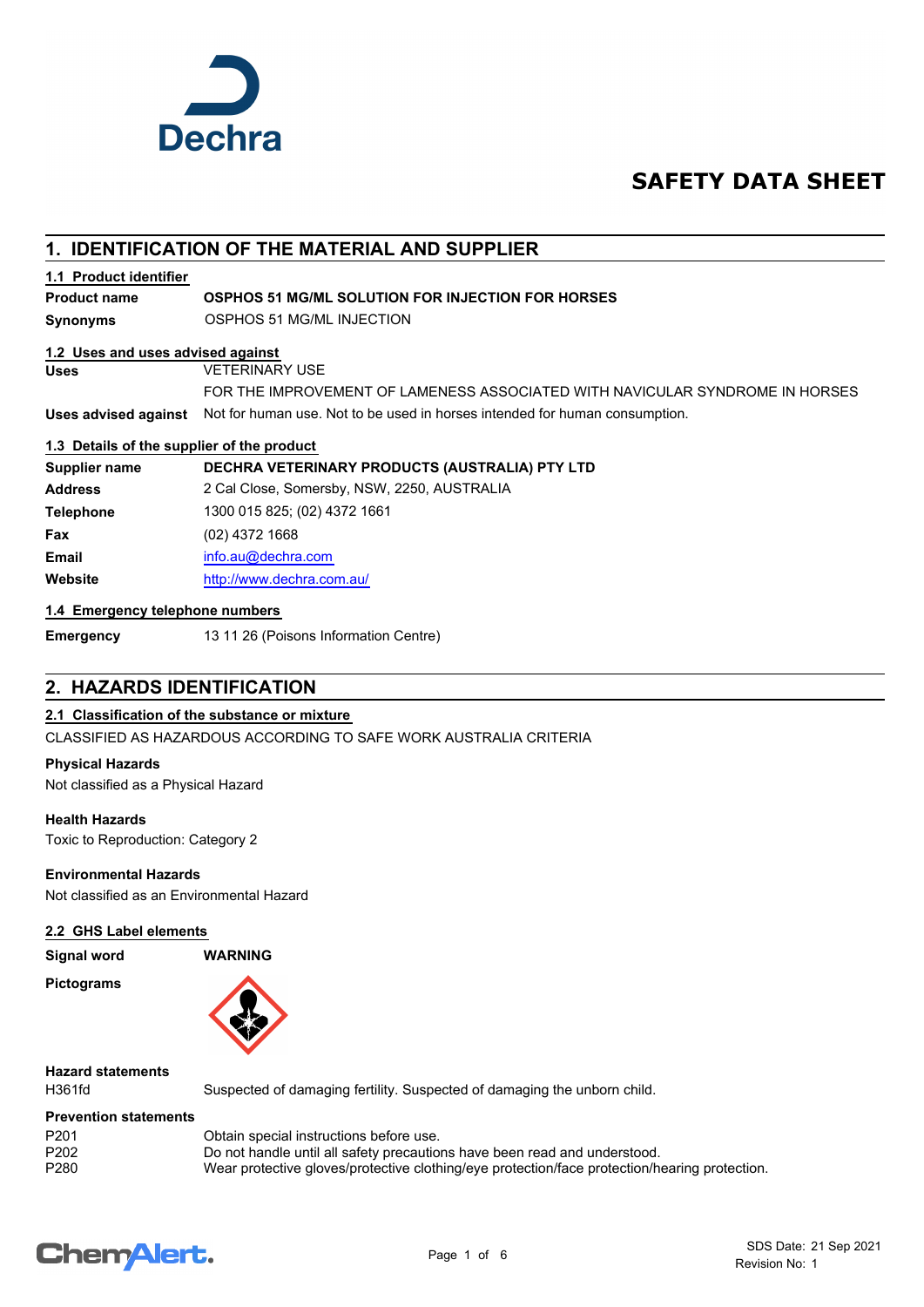# SAFETY DATA SHEET

## 1. IDENTIFICATION OF THE MATERIAL AND SUPPLIER

### 1.1 Product identifier

| | |
|---|---|
| **Product name** | **OSPHOS 51 MG/ML SOLUTION FOR INJECTION FOR HORSES** |
| **Synonyms** | OSPHOS 51 MG/ML INJECTION |

### 1.2 Uses and uses advised against

| | |
|---|---|
| **Uses** | VETERINARY USE<br>FOR THE IMPROVEMENT OF LAMENESS ASSOCIATED WITH NAVICULAR SYNDROME IN HORSES |
| **Uses advised against** | Not for human use. Not to be used in horses intended for human consumption. |

### 1.3 Details of the supplier of the product

| | |
|---|---|
| **Supplier name** | **DECHRA VETERINARY PRODUCTS (AUSTRALIA) PTY LTD** |
| **Address** | 2 Cal Close, Somersby, NSW, 2250, AUSTRALIA |
| **Telephone** | 1300 015 825; (02) 4372 1661 |
| **Fax** | (02) 4372 1668 |
| **Email** | info.au@dechra.com |
| **Website** | http://www.dechra.com.au/ |

### 1.4 Emergency telephone numbers

| | |
|---|---|
| **Emergency** | 13 11 26 (Poisons Information Centre) |

## 2. HAZARDS IDENTIFICATION

### 2.1 Classification of the substance or mixture

CLASSIFIED AS HAZARDOUS ACCORDING TO SAFE WORK AUSTRALIA CRITERIA

**Physical Hazards**

Not classified as a Physical Hazard

**Health Hazards**

Toxic to Reproduction: Category 2

**Environmental Hazards**

Not classified as an Environmental Hazard

### 2.2 GHS Label elements

| | |
|---|---|
| **Signal word** | **WARNING** |
| **Pictograms** | |

**Hazard statements**

| | |
|---|---|
| H361fd | Suspected of damaging fertility. Suspected of damaging the unborn child. |

**Prevention statements**

| | |
|---|---|
| P201 | Obtain special instructions before use. |
| P202 | Do not handle until all safety precautions have been read and understood. |
| P280 | Wear protective gloves/protective clothing/eye protection/face protection/hearing protection. |

SDS Date: 21 Sep 2021
Revision No: 1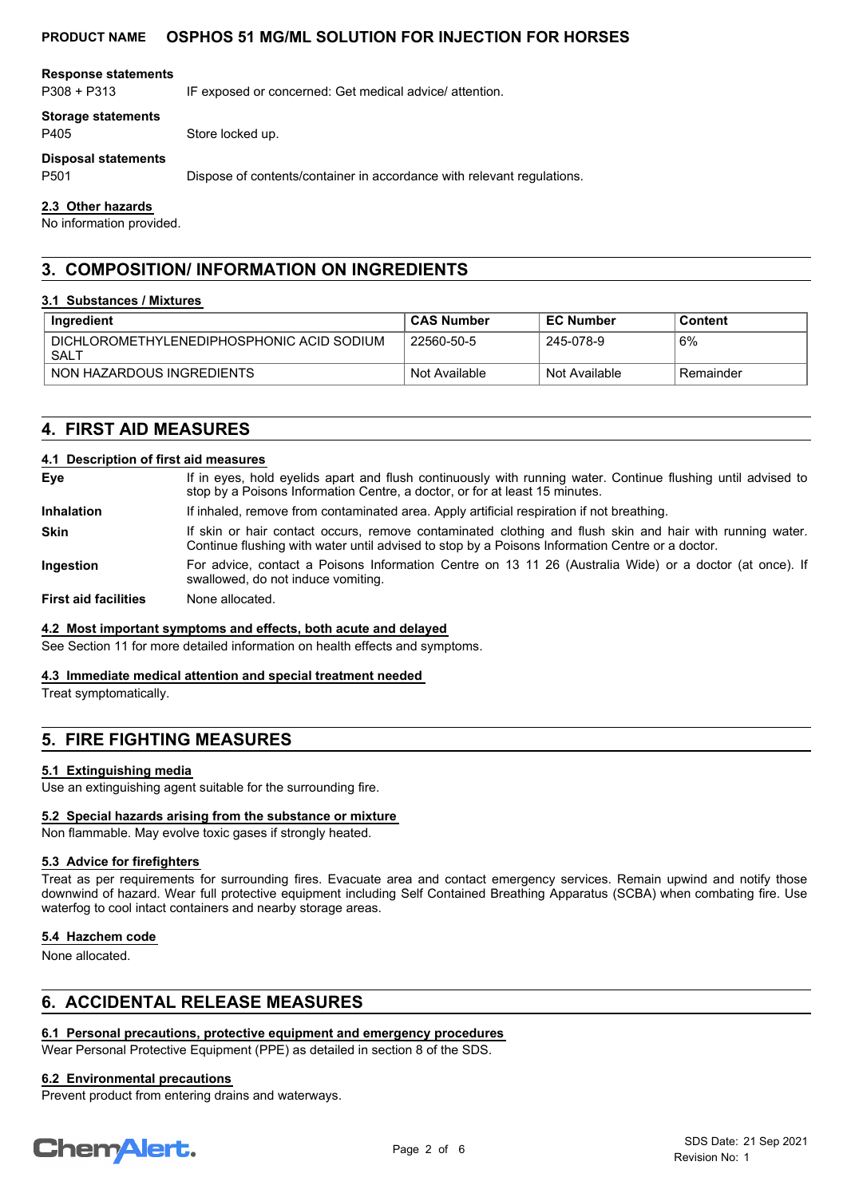**Response statements**

P308 + P313 IF exposed or concerned: Get medical advice/ attention.

**Storage statements**

P405 Store locked up.

**Disposal statements**

P501 Dispose of contents/container in accordance with relevant regulations.

### 2.3 Other hazards

No information provided.

## 3. COMPOSITION/ INFORMATION ON INGREDIENTS

### 3.1 Substances / Mixtures

| Ingredient | CAS Number | EC Number | Content |
|---|---|---|---|
| DICHLOROMETHYLENEDIPHOSPHONIC ACID SODIUM SALT | 22560-50-5 | 245-078-9 | 6% |
| NON HAZARDOUS INGREDIENTS | Not Available | Not Available | Remainder |

## 4. FIRST AID MEASURES

### 4.1 Description of first aid measures

**Eye** If in eyes, hold eyelids apart and flush continuously with running water. Continue flushing until advised to stop by a Poisons Information Centre, a doctor, or for at least 15 minutes.

**Inhalation** If inhaled, remove from contaminated area. Apply artificial respiration if not breathing.

**Skin** If skin or hair contact occurs, remove contaminated clothing and flush skin and hair with running water. Continue flushing with water until advised to stop by a Poisons Information Centre or a doctor.

**Ingestion** For advice, contact a Poisons Information Centre on 13 11 26 (Australia Wide) or a doctor (at once). If swallowed, do not induce vomiting.

**First aid facilities** None allocated.

### 4.2 Most important symptoms and effects, both acute and delayed

See Section 11 for more detailed information on health effects and symptoms.

### 4.3 Immediate medical attention and special treatment needed

Treat symptomatically.

## 5. FIRE FIGHTING MEASURES

### 5.1 Extinguishing media

Use an extinguishing agent suitable for the surrounding fire.

### 5.2 Special hazards arising from the substance or mixture

Non flammable. May evolve toxic gases if strongly heated.

### 5.3 Advice for firefighters

Treat as per requirements for surrounding fires. Evacuate area and contact emergency services. Remain upwind and notify those downwind of hazard. Wear full protective equipment including Self Contained Breathing Apparatus (SCBA) when combating fire. Use waterfog to cool intact containers and nearby storage areas.

### 5.4 Hazchem code

None allocated.

## 6. ACCIDENTAL RELEASE MEASURES

### 6.1 Personal precautions, protective equipment and emergency procedures

Wear Personal Protective Equipment (PPE) as detailed in section 8 of the SDS.

### 6.2 Environmental precautions

Prevent product from entering drains and waterways.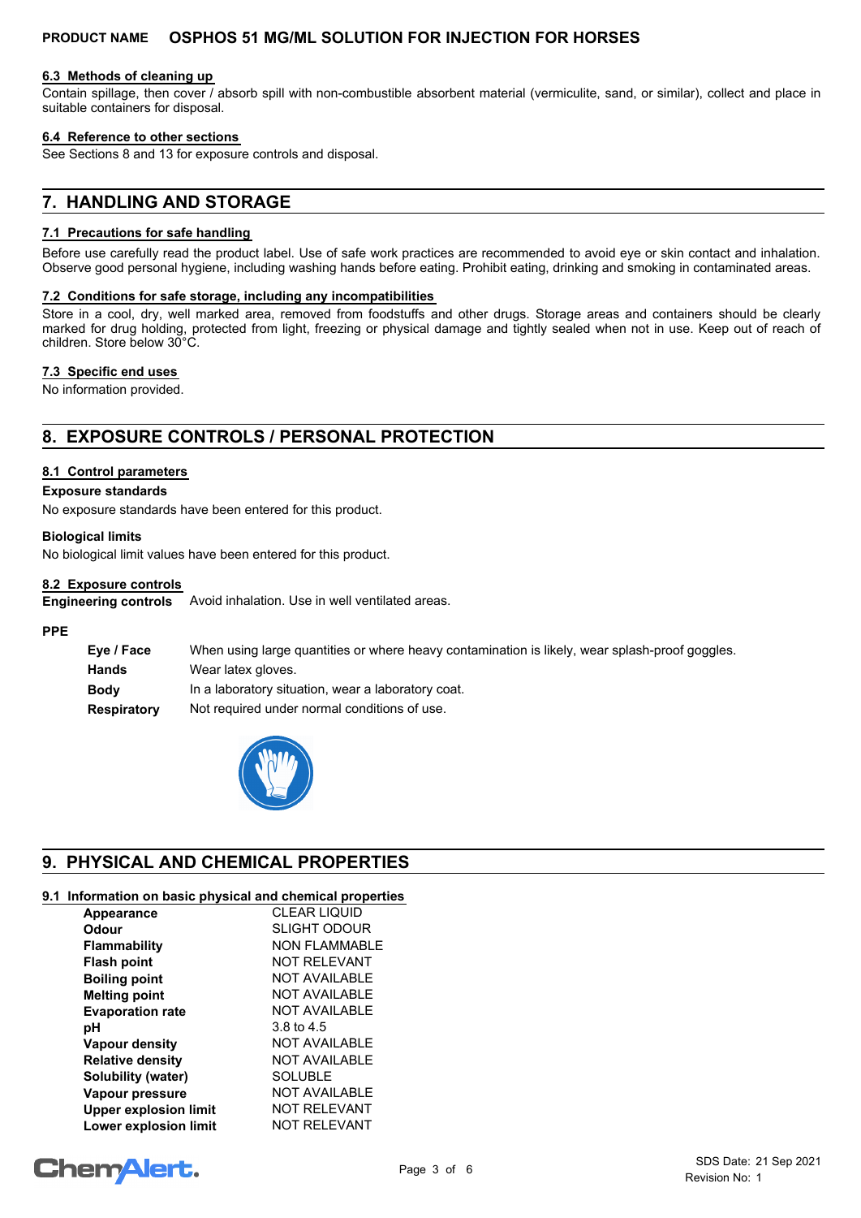#### 6.3 Methods of cleaning up

Contain spillage, then cover / absorb spill with non-combustible absorbent material (vermiculite, sand, or similar), collect and place in suitable containers for disposal.

#### 6.4 Reference to other sections

See Sections 8 and 13 for exposure controls and disposal.

## 7. HANDLING AND STORAGE

#### 7.1 Precautions for safe handling

Before use carefully read the product label. Use of safe work practices are recommended to avoid eye or skin contact and inhalation. Observe good personal hygiene, including washing hands before eating. Prohibit eating, drinking and smoking in contaminated areas.

#### 7.2 Conditions for safe storage, including any incompatibilities

Store in a cool, dry, well marked area, removed from foodstuffs and other drugs. Storage areas and containers should be clearly marked for drug holding, protected from light, freezing or physical damage and tightly sealed when not in use. Keep out of reach of children. Store below 30°C.

#### 7.3 Specific end uses

No information provided.

## 8. EXPOSURE CONTROLS / PERSONAL PROTECTION

#### 8.1 Control parameters

**Exposure standards**

No exposure standards have been entered for this product.

**Biological limits**

No biological limit values have been entered for this product.

#### 8.2 Exposure controls

**Engineering controls** Avoid inhalation. Use in well ventilated areas.

**PPE**

| | |
|---|---|
| **Eye / Face** | When using large quantities or where heavy contamination is likely, wear splash-proof goggles. |
| **Hands** | Wear latex gloves. |
| **Body** | In a laboratory situation, wear a laboratory coat. |
| **Respiratory** | Not required under normal conditions of use. |

## 9. PHYSICAL AND CHEMICAL PROPERTIES

#### 9.1 Information on basic physical and chemical properties

| | |
|---|---|
| **Appearance** | CLEAR LIQUID |
| **Odour** | SLIGHT ODOUR |
| **Flammability** | NON FLAMMABLE |
| **Flash point** | NOT RELEVANT |
| **Boiling point** | NOT AVAILABLE |
| **Melting point** | NOT AVAILABLE |
| **Evaporation rate** | NOT AVAILABLE |
| **pH** | 3.8 to 4.5 |
| **Vapour density** | NOT AVAILABLE |
| **Relative density** | NOT AVAILABLE |
| **Solubility (water)** | SOLUBLE |
| **Vapour pressure** | NOT AVAILABLE |
| **Upper explosion limit** | NOT RELEVANT |
| **Lower explosion limit** | NOT RELEVANT |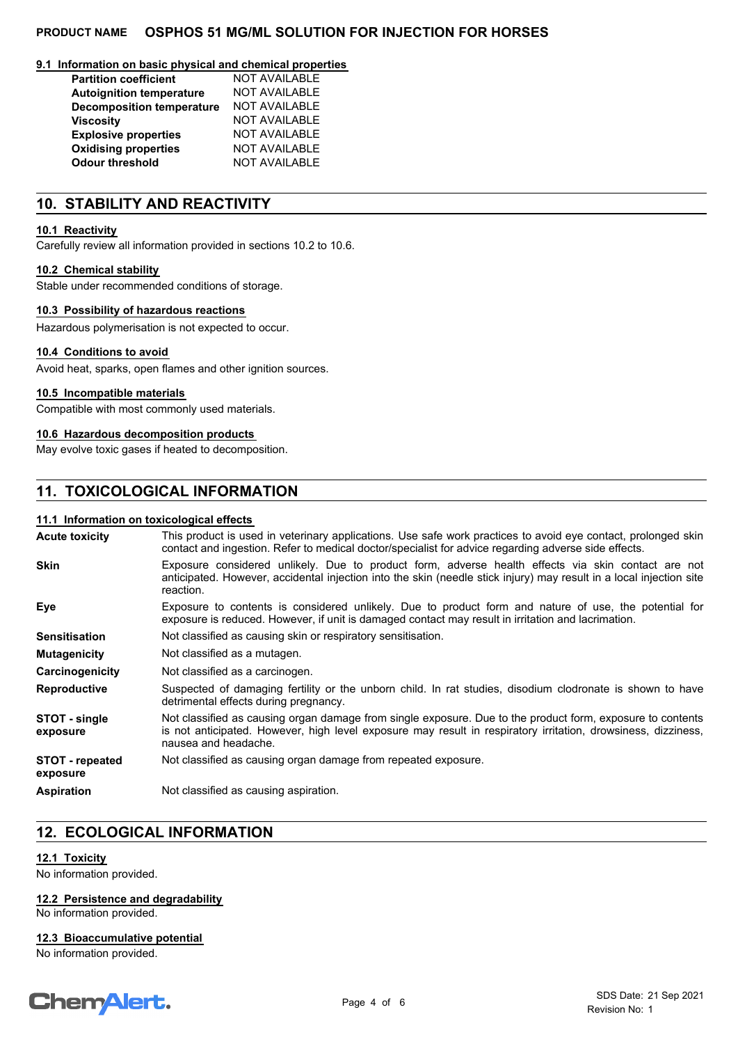### 9.1 Information on basic physical and chemical properties

| | |
|---|---|
| **Partition coefficient** | NOT AVAILABLE |
| **Autoignition temperature** | NOT AVAILABLE |
| **Decomposition temperature** | NOT AVAILABLE |
| **Viscosity** | NOT AVAILABLE |
| **Explosive properties** | NOT AVAILABLE |
| **Oxidising properties** | NOT AVAILABLE |
| **Odour threshold** | NOT AVAILABLE |

## 10. STABILITY AND REACTIVITY

### 10.1 Reactivity

Carefully review all information provided in sections 10.2 to 10.6.

### 10.2 Chemical stability

Stable under recommended conditions of storage.

### 10.3 Possibility of hazardous reactions

Hazardous polymerisation is not expected to occur.

### 10.4 Conditions to avoid

Avoid heat, sparks, open flames and other ignition sources.

### 10.5 Incompatible materials

Compatible with most commonly used materials.

### 10.6 Hazardous decomposition products

May evolve toxic gases if heated to decomposition.

## 11. TOXICOLOGICAL INFORMATION

### 11.1 Information on toxicological effects

| | |
|---|---|
| **Acute toxicity** | This product is used in veterinary applications. Use safe work practices to avoid eye contact, prolonged skin contact and ingestion. Refer to medical doctor/specialist for advice regarding adverse side effects. |
| **Skin** | Exposure considered unlikely. Due to product form, adverse health effects via skin contact are not anticipated. However, accidental injection into the skin (needle stick injury) may result in a local injection site reaction. |
| **Eye** | Exposure to contents is considered unlikely. Due to product form and nature of use, the potential for exposure is reduced. However, if unit is damaged contact may result in irritation and lacrimation. |
| **Sensitisation** | Not classified as causing skin or respiratory sensitisation. |
| **Mutagenicity** | Not classified as a mutagen. |
| **Carcinogenicity** | Not classified as a carcinogen. |
| **Reproductive** | Suspected of damaging fertility or the unborn child. In rat studies, disodium clodronate is shown to have detrimental effects during pregnancy. |
| **STOT - single exposure** | Not classified as causing organ damage from single exposure. Due to the product form, exposure to contents is not anticipated. However, high level exposure may result in respiratory irritation, drowsiness, dizziness, nausea and headache. |
| **STOT - repeated exposure** | Not classified as causing organ damage from repeated exposure. |
| **Aspiration** | Not classified as causing aspiration. |

## 12. ECOLOGICAL INFORMATION

### 12.1 Toxicity

No information provided.

### 12.2 Persistence and degradability

No information provided.

### 12.3 Bioaccumulative potential

No information provided.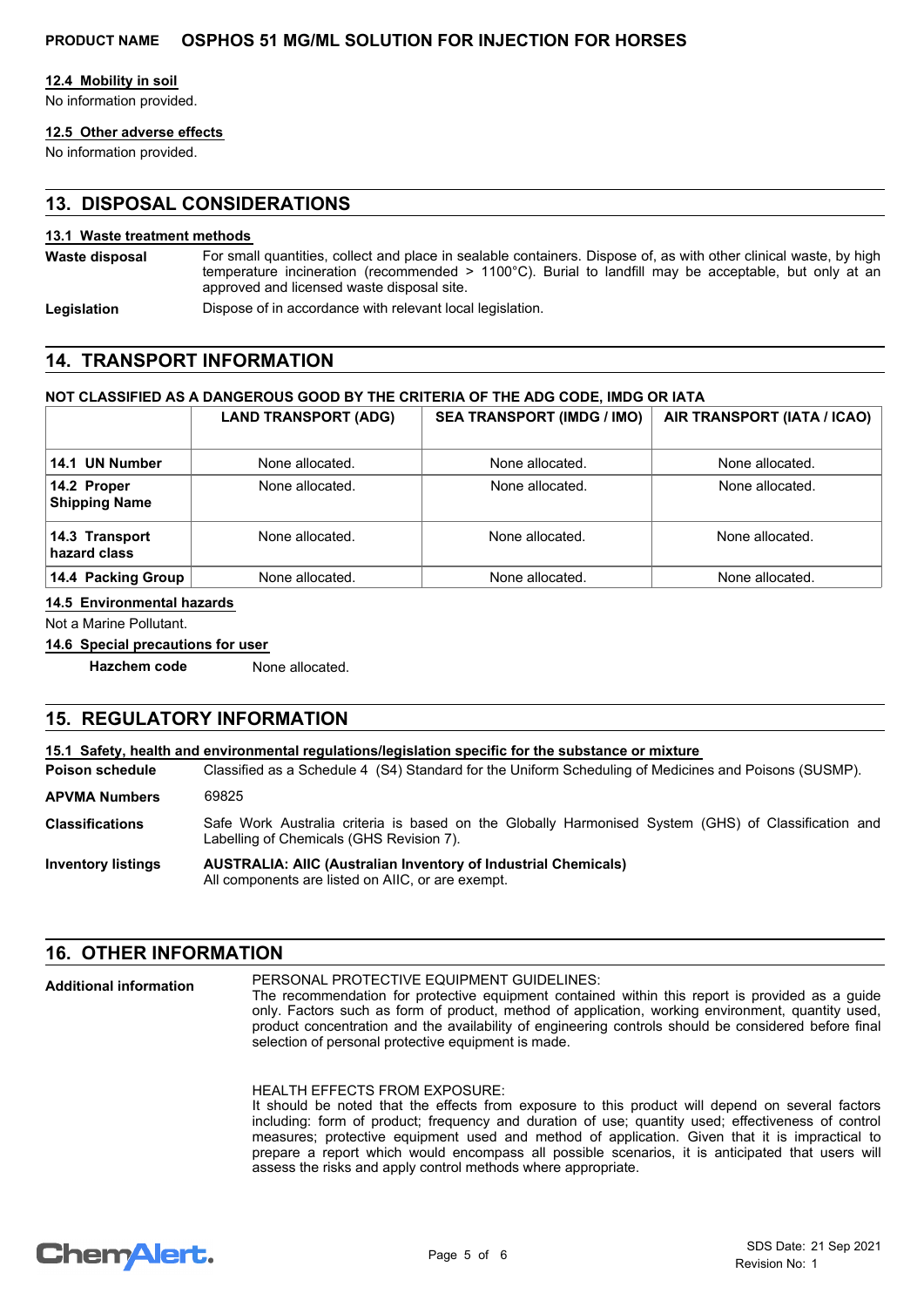### 12.4 Mobility in soil

No information provided.

### 12.5 Other adverse effects

No information provided.

## 13. DISPOSAL CONSIDERATIONS

### 13.1 Waste treatment methods

**Waste disposal** For small quantities, collect and place in sealable containers. Dispose of, as with other clinical waste, by high temperature incineration (recommended > 1100°C). Burial to landfill may be acceptable, but only at an approved and licensed waste disposal site.

**Legislation** Dispose of in accordance with relevant local legislation.

## 14. TRANSPORT INFORMATION

**NOT CLASSIFIED AS A DANGEROUS GOOD BY THE CRITERIA OF THE ADG CODE, IMDG OR IATA**

| | LAND TRANSPORT (ADG) | SEA TRANSPORT (IMDG / IMO) | AIR TRANSPORT (IATA / ICAO) |
|---|---|---|---|
| **14.1 UN Number** | None allocated. | None allocated. | None allocated. |
| **14.2 Proper Shipping Name** | None allocated. | None allocated. | None allocated. |
| **14.3 Transport hazard class** | None allocated. | None allocated. | None allocated. |
| **14.4 Packing Group** | None allocated. | None allocated. | None allocated. |

### 14.5 Environmental hazards

Not a Marine Pollutant.

### 14.6 Special precautions for user

**Hazchem code** None allocated.

## 15. REGULATORY INFORMATION

### 15.1 Safety, health and environmental regulations/legislation specific for the substance or mixture

**Poison schedule** Classified as a Schedule 4 (S4) Standard for the Uniform Scheduling of Medicines and Poisons (SUSMP).

**APVMA Numbers** 69825

**Classifications** Safe Work Australia criteria is based on the Globally Harmonised System (GHS) of Classification and Labelling of Chemicals (GHS Revision 7).

**Inventory listings** **AUSTRALIA: AIIC (Australian Inventory of Industrial Chemicals)**
All components are listed on AIIC, or are exempt.

## 16. OTHER INFORMATION

**Additional information**

PERSONAL PROTECTIVE EQUIPMENT GUIDELINES:
The recommendation for protective equipment contained within this report is provided as a guide only. Factors such as form of product, method of application, working environment, quantity used, product concentration and the availability of engineering controls should be considered before final selection of personal protective equipment is made.

HEALTH EFFECTS FROM EXPOSURE:
It should be noted that the effects from exposure to this product will depend on several factors including: form of product; frequency and duration of use; quantity used; effectiveness of control measures; protective equipment used and method of application. Given that it is impractical to prepare a report which would encompass all possible scenarios, it is anticipated that users will assess the risks and apply control methods where appropriate.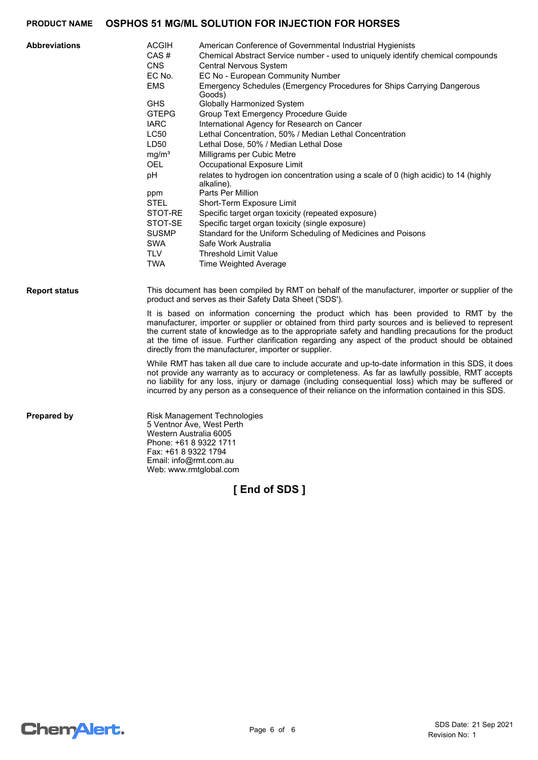**PRODUCT NAME** **OSPHOS 51 MG/ML SOLUTION FOR INJECTION FOR HORSES**

**Abbreviations**

| | |
|---|---|
| ACGIH | American Conference of Governmental Industrial Hygienists |
| CAS # | Chemical Abstract Service number - used to uniquely identify chemical compounds |
| CNS | Central Nervous System |
| EC No. | EC No - European Community Number |
| EMS | Emergency Schedules (Emergency Procedures for Ships Carrying Dangerous Goods) |
| GHS | Globally Harmonized System |
| GTEPG | Group Text Emergency Procedure Guide |
| IARC | International Agency for Research on Cancer |
| LC50 | Lethal Concentration, 50% / Median Lethal Concentration |
| LD50 | Lethal Dose, 50% / Median Lethal Dose |
| $mg/m^3$ | Milligrams per Cubic Metre |
| OEL | Occupational Exposure Limit |
| pH | relates to hydrogen ion concentration using a scale of 0 (high acidic) to 14 (highly alkaline). |
| ppm | Parts Per Million |
| STEL | Short-Term Exposure Limit |
| STOT-RE | Specific target organ toxicity (repeated exposure) |
| STOT-SE | Specific target organ toxicity (single exposure) |
| SUSMP | Standard for the Uniform Scheduling of Medicines and Poisons |
| SWA | Safe Work Australia |
| TLV | Threshold Limit Value |
| TWA | Time Weighted Average |

**Report status**

This document has been compiled by RMT on behalf of the manufacturer, importer or supplier of the product and serves as their Safety Data Sheet ('SDS').

It is based on information concerning the product which has been provided to RMT by the manufacturer, importer or supplier or obtained from third party sources and is believed to represent the current state of knowledge as to the appropriate safety and handling precautions for the product at the time of issue. Further clarification regarding any aspect of the product should be obtained directly from the manufacturer, importer or supplier.

While RMT has taken all due care to include accurate and up-to-date information in this SDS, it does not provide any warranty as to accuracy or completeness. As far as lawfully possible, RMT accepts no liability for any loss, injury or damage (including consequential loss) which may be suffered or incurred by any person as a consequence of their reliance on the information contained in this SDS.

**Prepared by**

Risk Management Technologies
5 Ventnor Ave, West Perth
Western Australia 6005
Phone: +61 8 9322 1711
Fax: +61 8 9322 1794
Email: info@rmt.com.au
Web: www.rmtglobal.com

**[ End of SDS ]**

SDS Date: 21 Sep 2021
Revision No: 1